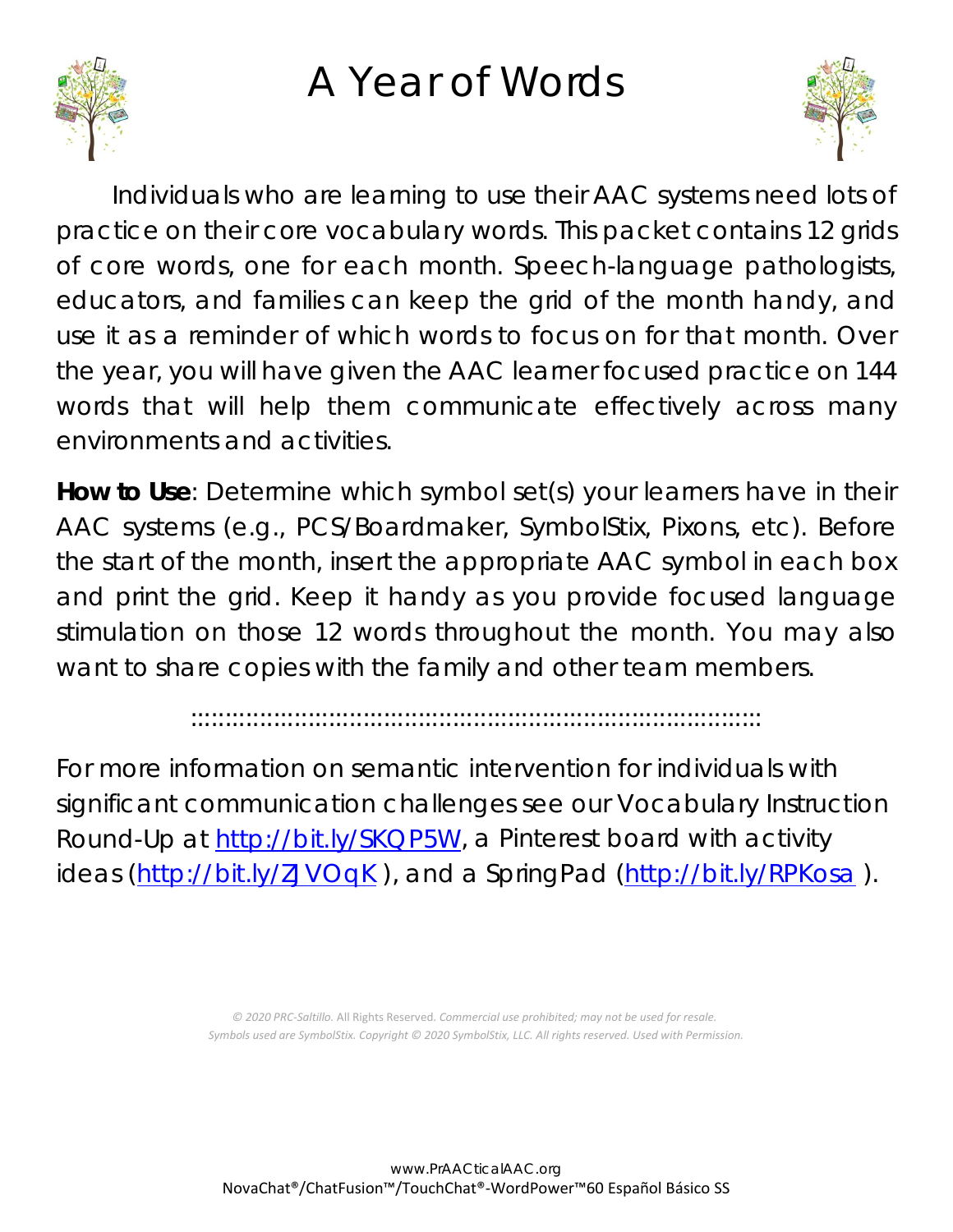# A Year of Words

Individuals who are learning to use their AAC systems need lots of practice on their core vocabulary words. This packet contains 12 grids of core words, one for each month. Speech-language pathologists, educators, and families can keep the grid of the month handy, and use it as a reminder of which words to focus on for that month. Over the year, you will have given the AAC learner focused practice on 144 words that will help them communicate effectively across many environments and activities.

**How to Use**: Determine which symbol set(s) your learners have in their AAC systems (e.g., PCS/Boardmaker, SymbolStix, Pixons, etc). Before the start of the month, insert the appropriate AAC symbol in each box and print the grid. Keep it handy as you provide focused language stimulation on those 12 words throughout the month. You may also want to share copies with the family and other team members.

::::::::::::::::::::::::::::::::::::::::::::::::::::::::::::::::::::::::::::::::::::::::

For more information on semantic intervention for individuals with significant communication challenges see our Vocabulary Instruction Round-Up at http://bit.ly/SKQP5W, a Pinterest board with activity ideas (http://bit.ly/ZJVOqK ), and a SpringPad (http://bit.ly/RPKosa ).

*© 2020 PRC-Saltillo.* All Rights Reserved. *Commercial use prohibited; may not be used for resale.*
*Symbols used are SymbolStix. Copyright © 2020 SymbolStix, LLC. All rights reserved. Used with Permission.*

www.PrAACticalAAC.org
NovaChat®/ChatFusion™/TouchChat®-WordPower™60 Español Básico SS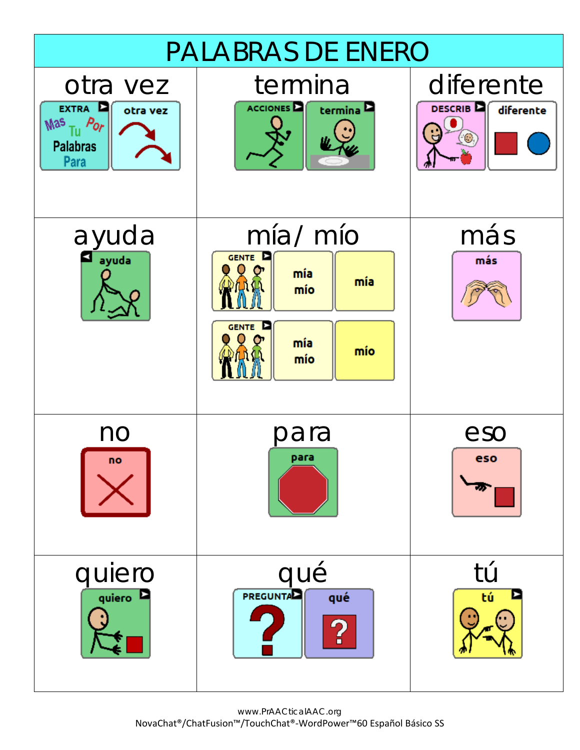# PALABRAS DE ENERO

| otra vez | termina | diferente |
|---|---|---|
| EXTRA — Mas Tu Por Palabras Para / otra vez | ACCIONES / termina | DESCRIB / diferente |
| **ayuda** | **mía/ mío** | **más** |
| ayuda | GENTE / mía mío / mía<br>GENTE / mía mío / mío | más |
| **no** | **para** | **eso** |
| no | para | eso |
| **quiero** | **qué** | **tú** |
| quiero | PREGUNTA / qué | tú |

www.PrAACticalAAC.org
NovaChat®/ChatFusion™/TouchChat®-WordPower™60 Español Básico SS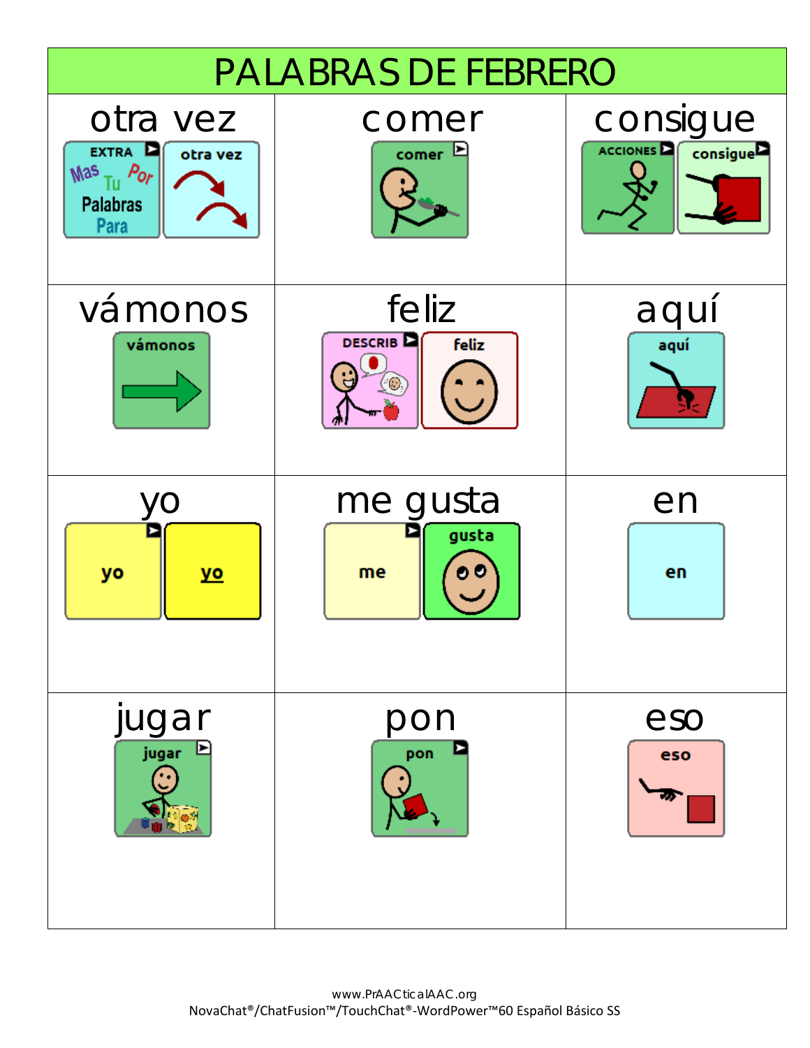# PALABRAS DE FEBRERO

| otra vez | comer | consigue |
| --- | --- | --- |
| EXTRA Mas Por Tu Palabras Para / otra vez | comer | ACCIONES / consigue |
| **vámonos** | **feliz** | **aquí** |
| vámonos | DESCRIB / feliz | aquí |
| **yo** | **me gusta** | **en** |
| yo / yo | me / gusta | en |
| **jugar** | **pon** | **eso** |
| jugar | pon | eso |

www.PrAACticalAAC.org
NovaChat®/ChatFusion™/TouchChat®-WordPower™60 Español Básico SS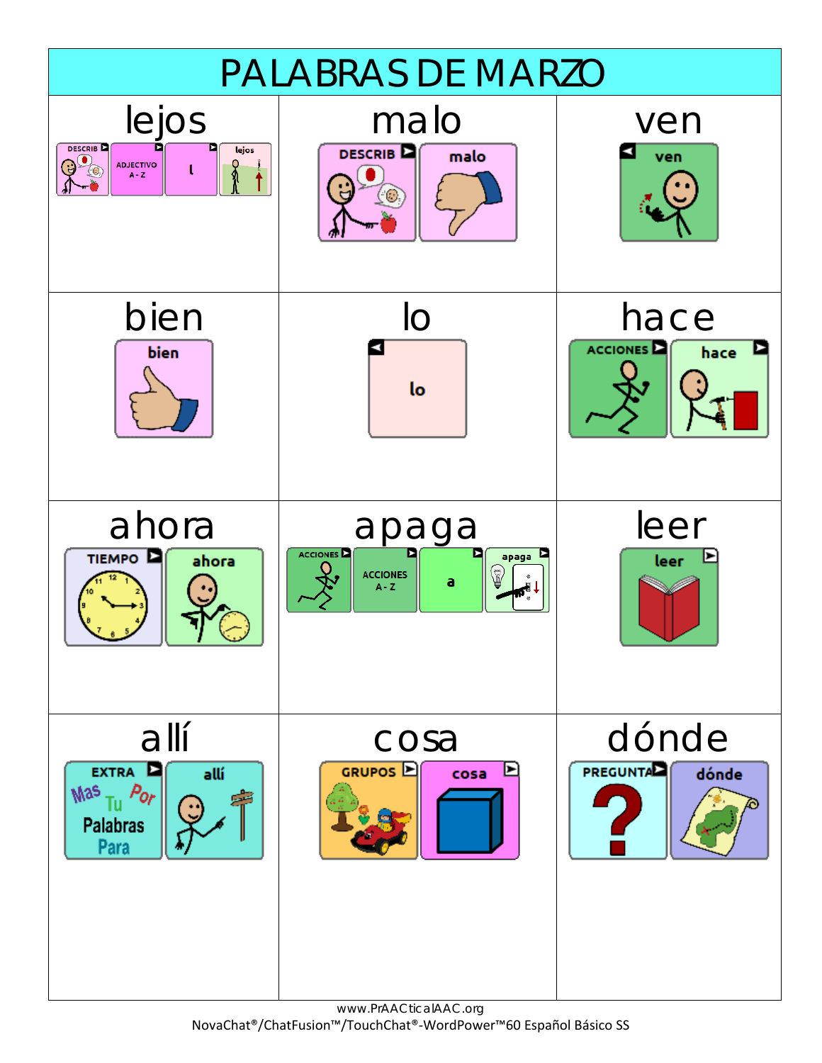# PALABRAS DE MARZO

| lejos | malo | ven |
|---|---|---|
| DESCRIB · ADJECTIVO A - Z · l · lejos | DESCRIB · malo | ven |
| **bien** | **lo** | **hace** |
| bien | lo | ACCIONES · hace |
| **ahora** | **apaga** | **leer** |
| TIEMPO · ahora | ACCIONES · ACCIONES A - Z · a · apaga | leer |
| **allí** | **cosa** | **dónde** |
| EXTRA Mas Tu Palabras Para Por · allí | GRUPOS · cosa | PREGUNTA · dónde |

www.PrAACticalAAC.org
NovaChat®/ChatFusion™/TouchChat®-WordPower™60 Español Básico SS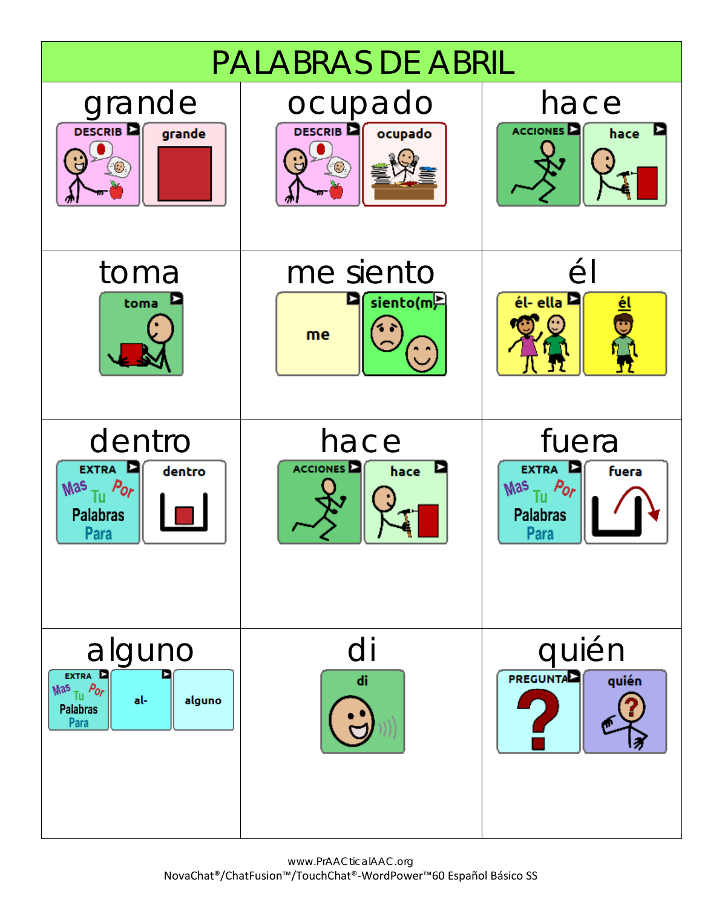# PALABRAS DE ABRIL

| grande | ocupado | hace |
|---|---|---|
| DESCRIB → grande | DESCRIB → ocupado | ACCIONES → hace |
| **toma** | **me siento** | **él** |
| toma | me → siento(m) | él- ella → él |
| **dentro** | **hace** | **fuera** |
| EXTRA Mas Tu Por Palabras Para → dentro | ACCIONES → hace | EXTRA Mas Tu Por Palabras Para → fuera |
| **alguno** | **di** | **quién** |
| EXTRA Mas Tu Por Palabras Para → al- → alguno | di | PREGUNTA → quién |

www.PrAACticalAAC.org
NovaChat®/ChatFusion™/TouchChat®-WordPower™60 Español Básico SS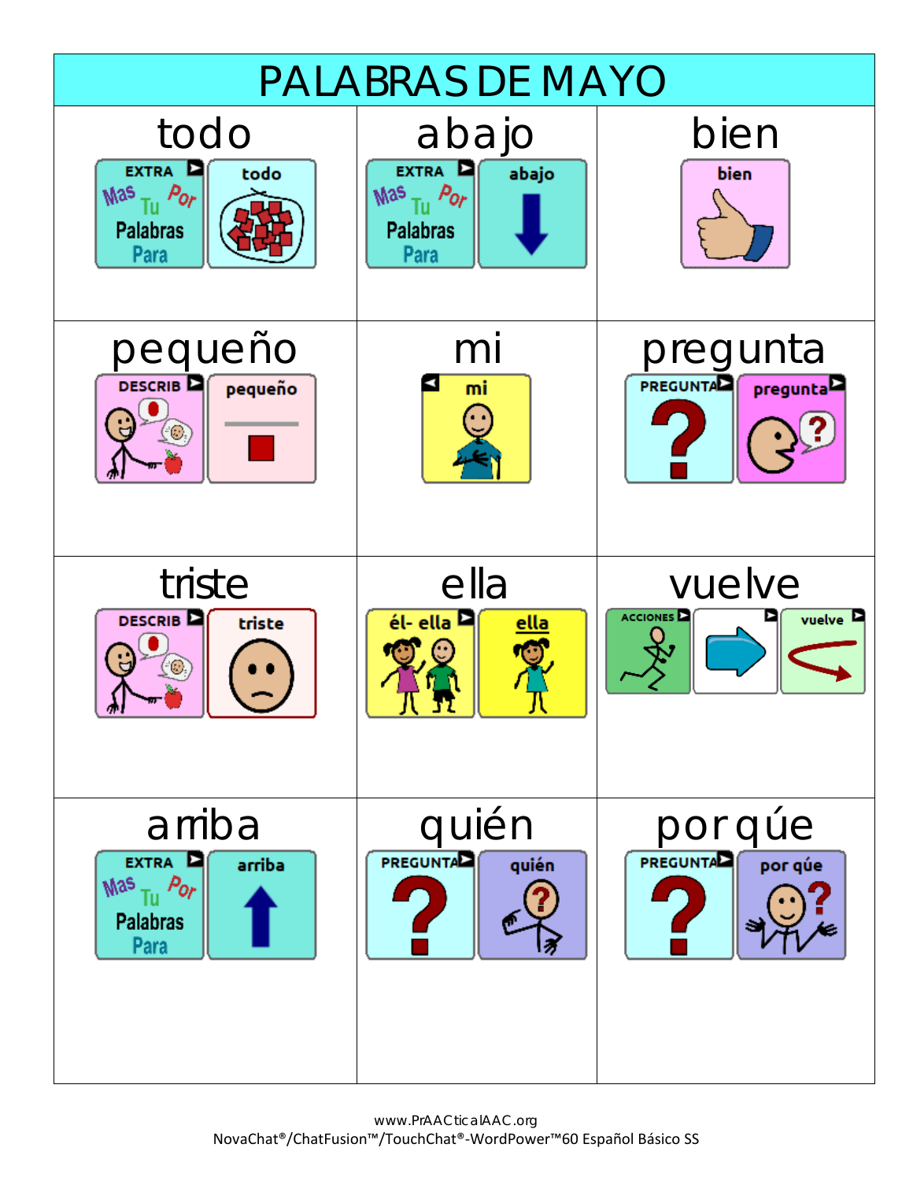# PALABRAS DE MAYO

| todo | abajo | bien |
|---|---|---|
| EXTRA Mas Tu Por Palabras Para → todo | EXTRA Mas Tu Por Palabras Para → abajo | bien |
| **pequeño** | **mi** | **pregunta** |
| DESCRIB → pequeño | mi | PREGUNTA → pregunta |
| **triste** | **ella** | **vuelve** |
| DESCRIB → triste | él- ella → ella | ACCIONES → → vuelve |
| **arriba** | **quién** | **por qúe** |
| EXTRA Mas Tu Por Palabras Para → arriba | PREGUNTA → quién | PREGUNTA → por qúe |

www.PrAACticalAAC.org
NovaChat®/ChatFusion™/TouchChat®-WordPower™60 Español Básico SS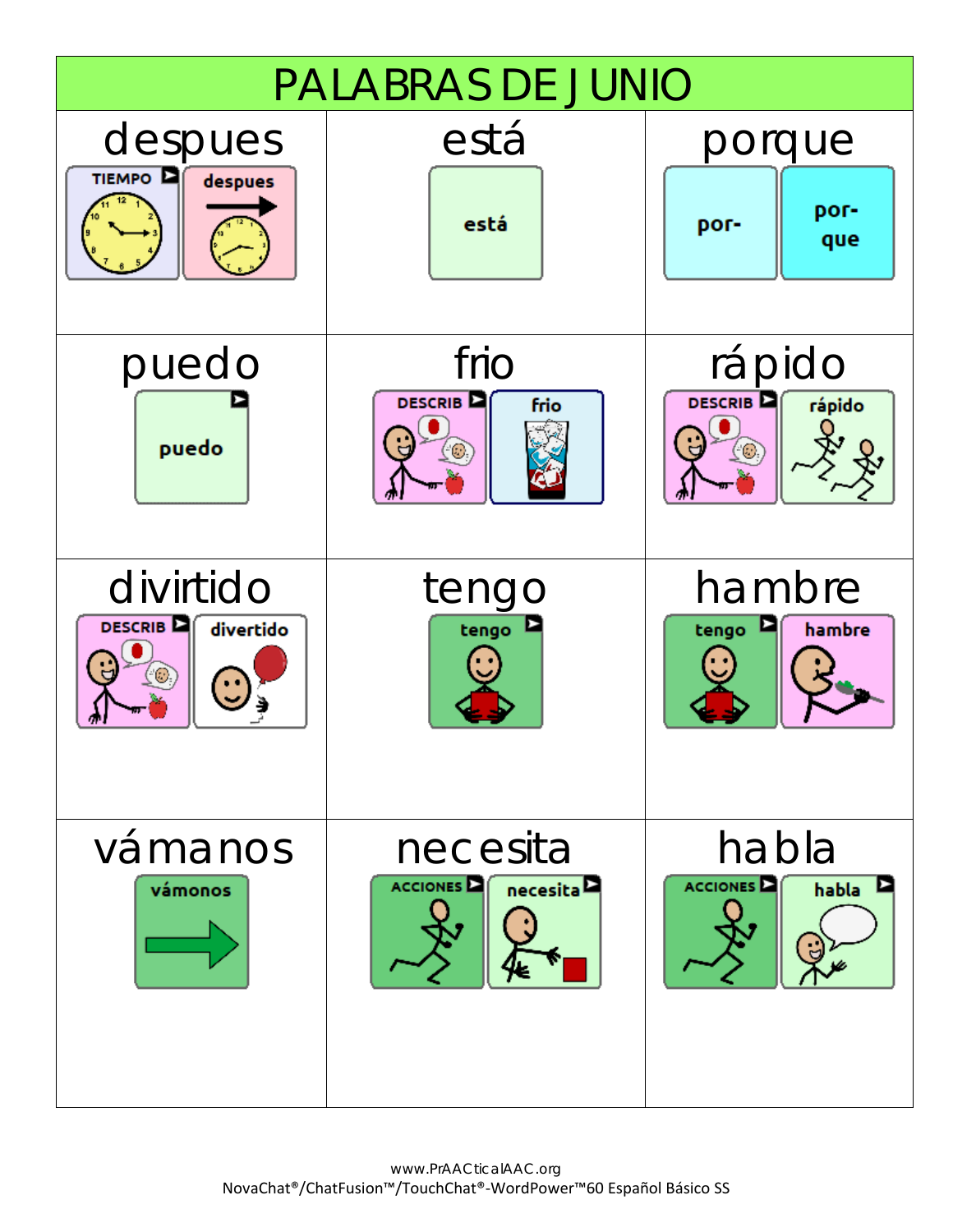# PALABRAS DE JUNIO

| despues | está | porque |
|---|---|---|
| TIEMPO / despues | está | por- / por-que |
| **puedo** | **frio** | **rápido** |
| puedo | DESCRIB / frio | DESCRIB / rápido |
| **divirtido** | **tengo** | **hambre** |
| DESCRIB / divertido | tengo | tengo / hambre |
| **vámanos** | **necesita** | **habla** |
| vámonos | ACCIONES / necesita | ACCIONES / habla |

www.PrAACticalAAC.org
NovaChat®/ChatFusion™/TouchChat®-WordPower™60 Español Básico SS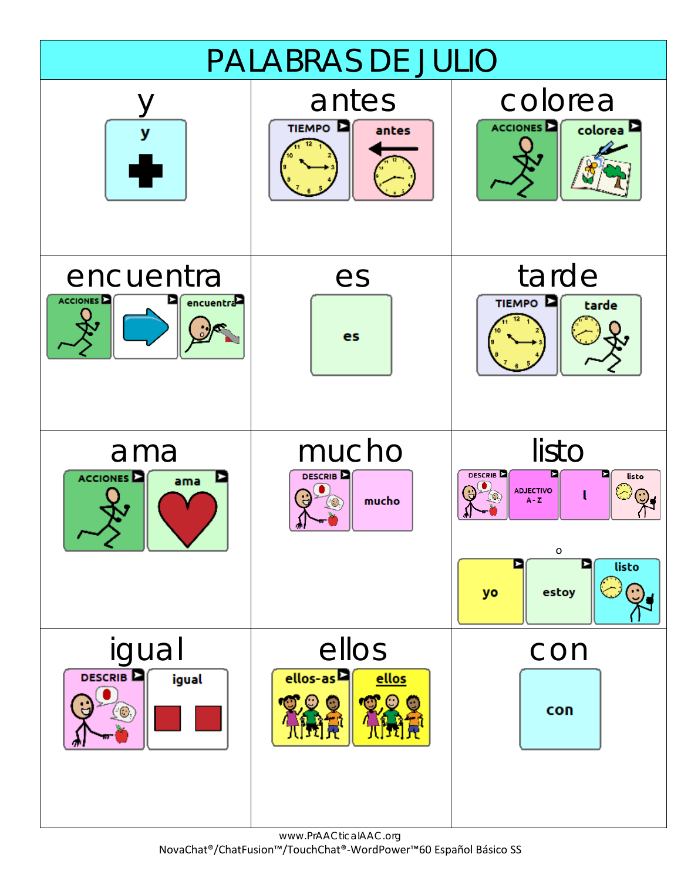# PALABRAS DE JULIO

| | | |
|---|---|---|
| **y**<br>y | **antes**<br>TIEMPO → antes | **colorea**<br>ACCIONES → colorea |
| **encuentra**<br>ACCIONES → → encuentra | **es**<br>es | **tarde**<br>TIEMPO → tarde |
| **ama**<br>ACCIONES → ama | **mucho**<br>DESCRIB → mucho | **listo**<br>DESCRIB → ADJECTIVO A - Z → l → listo<br>o<br>yo → estoy → listo |
| **igual**<br>DESCRIB → igual | **ellos**<br>ellos-as → ellos | **con**<br>con |

www.PrAACticalAAC.org
NovaChat®/ChatFusion™/TouchChat®-WordPower™60 Español Básico SS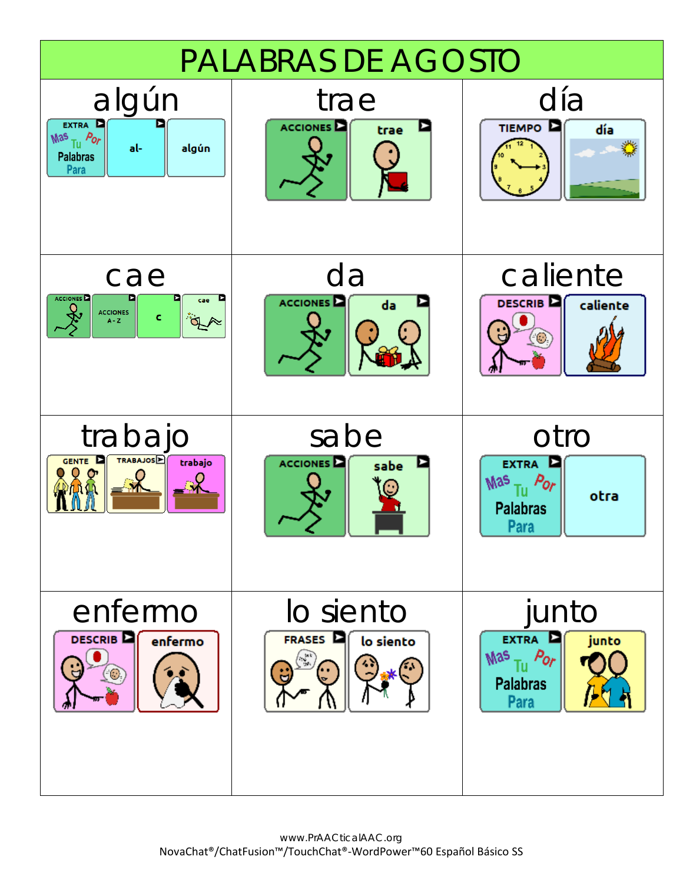# PALABRAS DE AGOSTO

| algún | trae | día |
|---|---|---|
| EXTRA Mas Tu Por Palabras Para → al- → algún | ACCIONES → trae | TIEMPO → día |
| **cae** | **da** | **caliente** |
| ACCIONES → ACCIONES A - Z → c → cae | ACCIONES → da | DESCRIB → caliente |
| **trabajo** | **sabe** | **otro** |
| GENTE → TRABAJOS → trabajo | ACCIONES → sabe | EXTRA Mas Tu Por Palabras Para → otra |
| **enfermo** | **lo siento** | **junto** |
| DESCRIB → enfermo | FRASES → lo siento | EXTRA Mas Tu Por Palabras Para → junto |

www.PrAACticalAAC.org
NovaChat®/ChatFusion™/TouchChat®-WordPower™60 Español Básico SS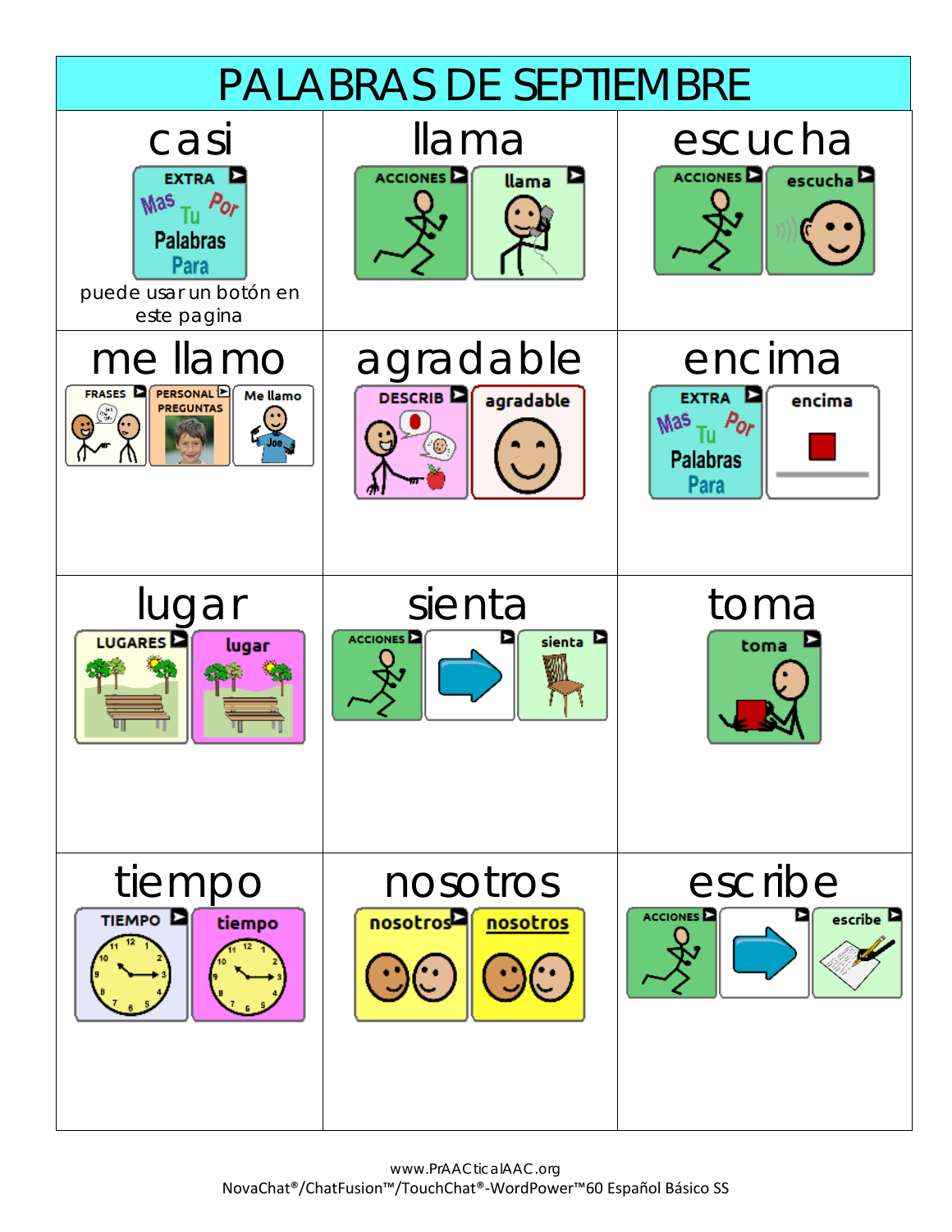# PALABRAS DE SEPTIEMBRE

| | | |
|---|---|---|
| **casi**<br>EXTRA<br>puede usar un botón en este pagina | **llama**<br>ACCIONES → llama | **escucha**<br>ACCIONES → escucha |
| **me llamo**<br>FRASES → PERSONAL PREGUNTAS → Me llamo | **agradable**<br>DESCRIB → agradable | **encima**<br>EXTRA → encima |
| **lugar**<br>LUGARES → lugar | **sienta**<br>ACCIONES → (flecha) → sienta | **toma**<br>toma |
| **tiempo**<br>TIEMPO → tiempo | **nosotros**<br>nosotros → nosotros | **escribe**<br>ACCIONES → (flecha) → escribe |

www.PrAACticalAAC.org
NovaChat®/ChatFusion™/TouchChat®-WordPower™60 Español Básico SS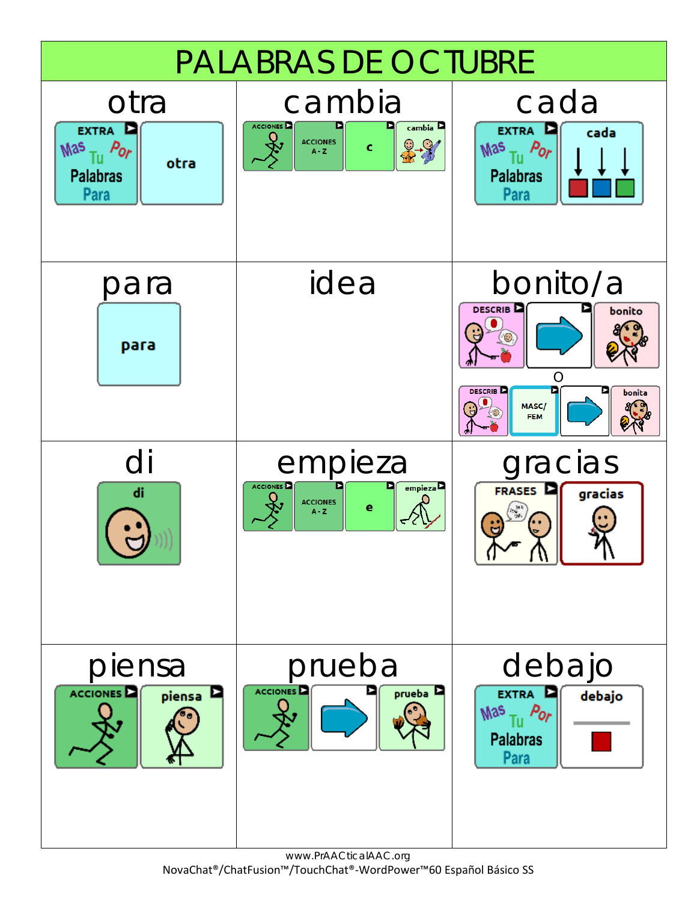# PALABRAS DE OCTUBRE

| otra | cambia | cada |
| --- | --- | --- |
| EXTRA Mas Tu Por Palabras Para → otra | ACCIONES → ACCIONES A - Z → c → cambia | EXTRA Mas Tu Por Palabras Para → cada |
| **para** | **idea** | **bonito/a** |
| para | | DESCRIB → (flecha) → bonito<br>o<br>DESCRIB → MASC/ FEM → (flecha) → bonita |
| **di** | **empieza** | **gracias** |
| di | ACCIONES → ACCIONES A - Z → e → empieza | FRASES → gracias |
| **piensa** | **prueba** | **debajo** |
| ACCIONES → piensa | ACCIONES → (flecha) → prueba | EXTRA Mas Tu Por Palabras Para → debajo |

www.PrAACticalAAC.org
NovaChat®/ChatFusion™/TouchChat®-WordPower™60 Español Básico SS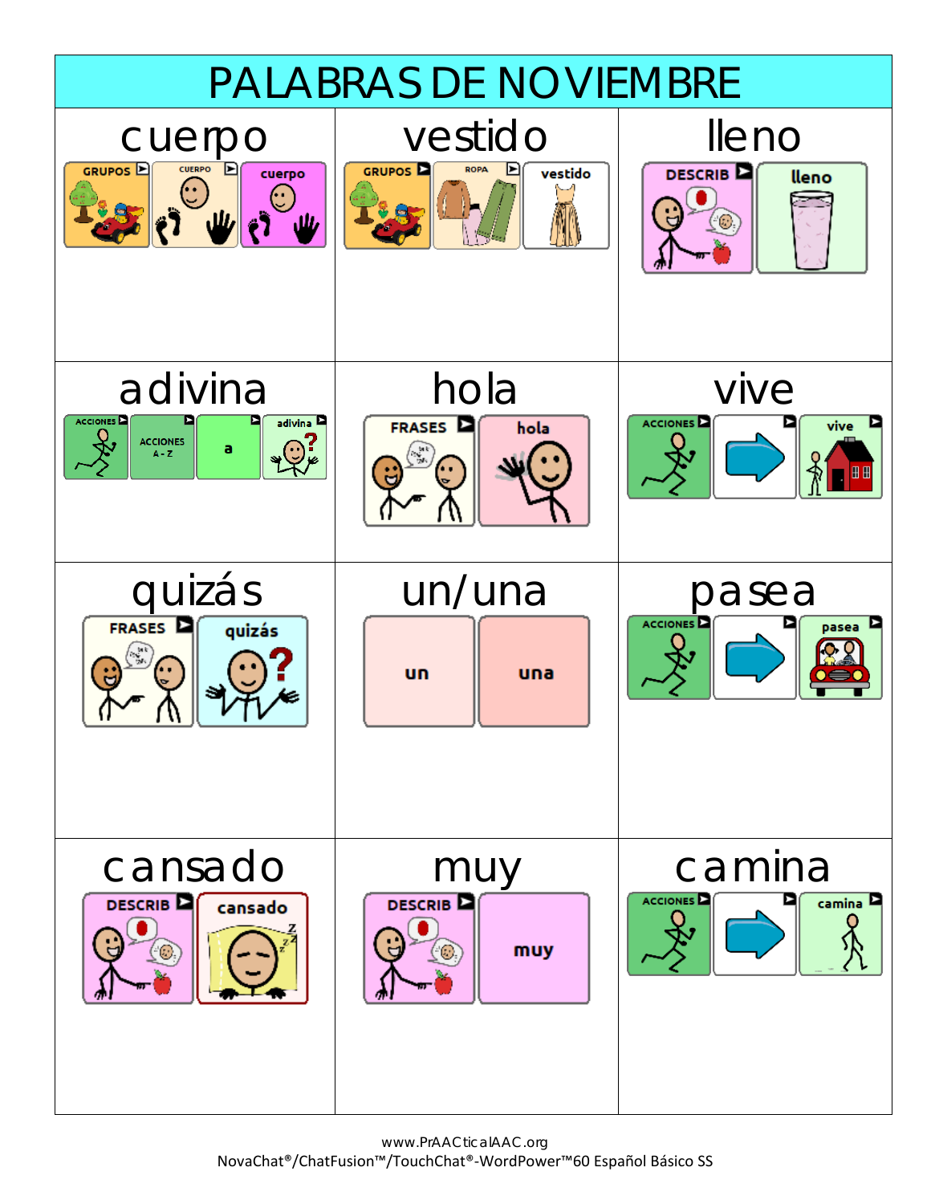# PALABRAS DE NOVIEMBRE

| cuerpo | vestido | lleno |
| --- | --- | --- |
| GRUPOS ▶ CUERPO ▶ cuerpo | GRUPOS ▶ ROPA ▶ vestido | DESCRIB ▶ lleno |
| **adivina** | **hola** | **vive** |
| ACCIONES ▶ ACCIONES A - Z ▶ a ▶ adivina ▶ | FRASES ▶ hola | ACCIONES ▶ ▶ vive ▶ |
| **quizás** | **un/una** | **pasea** |
| FRASES ▶ quizás | un una | ACCIONES ▶ ▶ pasea ▶ |
| **cansado** | **muy** | **camina** |
| DESCRIB ▶ cansado | DESCRIB ▶ muy | ACCIONES ▶ ▶ camina ▶ |

www.PrAACticalAAC.org
NovaChat®/ChatFusion™/TouchChat®-WordPower™60 Español Básico SS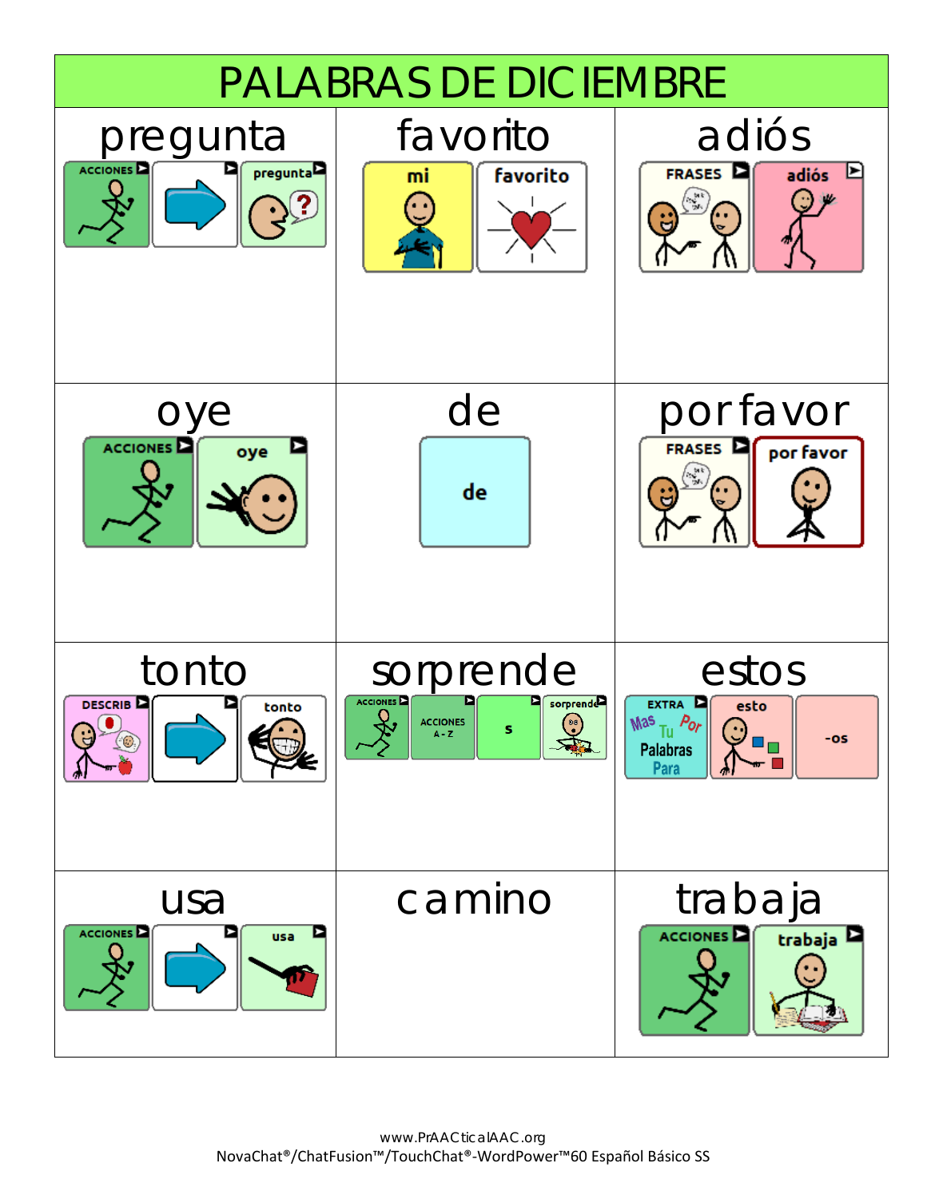# PALABRAS DE DICIEMBRE

| | | |
|---|---|---|
| pregunta<br>ACCIONES → pregunta | favorito<br>mi favorito | adiós<br>FRASES adiós |
| oye<br>ACCIONES oye | de<br>de | por favor<br>FRASES por favor |
| tonto<br>DESCRIB → tonto | sorprende<br>ACCIONES ACCIONES A - Z s sorprende | estos<br>EXTRA Mas Tu Por Palabras Para esto -os |
| usa<br>ACCIONES → usa | camino | trabaja<br>ACCIONES trabaja |

www.PrAACticalAAC.org
NovaChat®/ChatFusion™/TouchChat®-WordPower™60 Español Básico SS